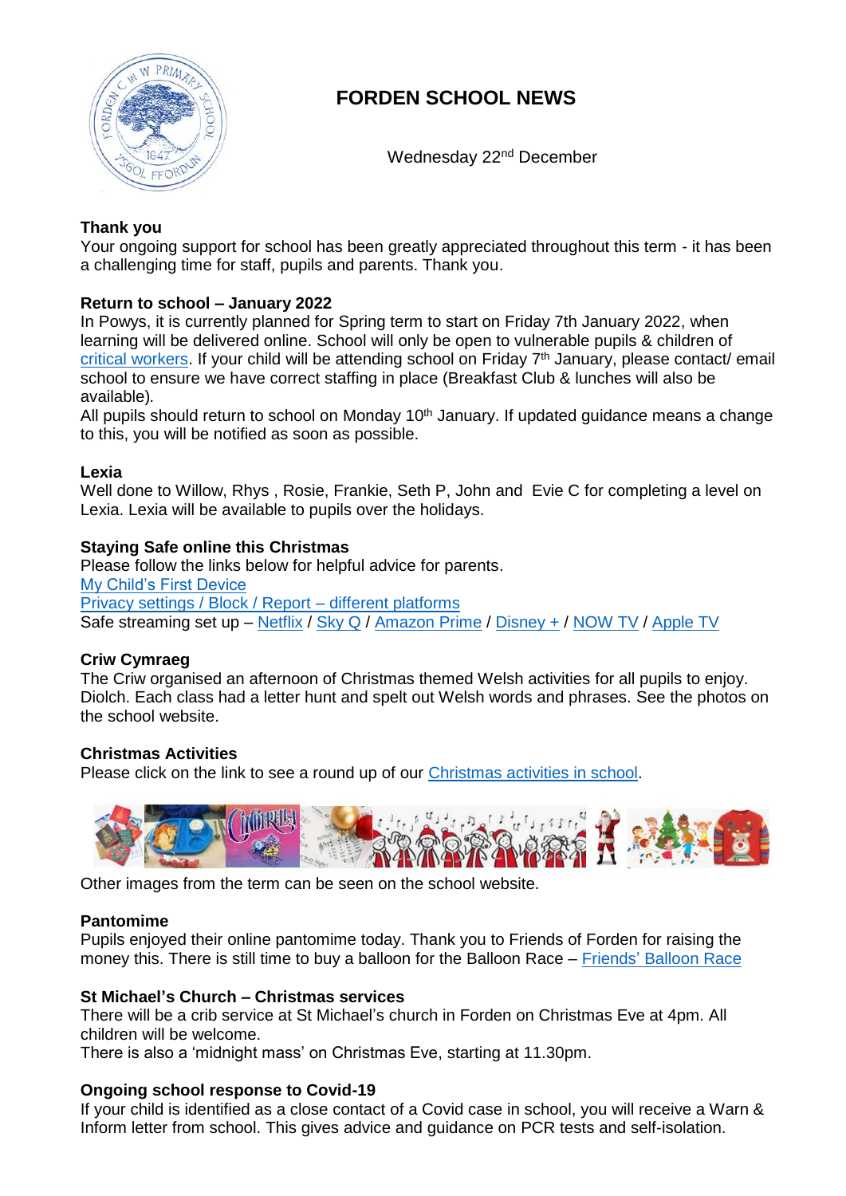# FORDEN SCHOOL NEWS

Wednesday 22nd December

**Thank you**

Your ongoing support for school has been greatly appreciated throughout this term - it has been a challenging time for staff, pupils and parents. Thank you.

**Return to school – January 2022**

In Powys, it is currently planned for Spring term to start on Friday 7th January 2022, when learning will be delivered online. School will only be open to vulnerable pupils & children of critical workers. If your child will be attending school on Friday 7th January, please contact/ email school to ensure we have correct staffing in place (Breakfast Club & lunches will also be available).

All pupils should return to school on Monday 10th January. If updated guidance means a change to this, you will be notified as soon as possible.

**Lexia**

Well done to Willow, Rhys , Rosie, Frankie, Seth P, John and Evie C for completing a level on Lexia. Lexia will be available to pupils over the holidays.

**Staying Safe online this Christmas**

Please follow the links below for helpful advice for parents.

My Child's First Device

Privacy settings / Block / Report – different platforms

Safe streaming set up – Netflix / Sky Q / Amazon Prime / Disney + / NOW TV / Apple TV

**Criw Cymraeg**

The Criw organised an afternoon of Christmas themed Welsh activities for all pupils to enjoy. Diolch. Each class had a letter hunt and spelt out Welsh words and phrases. See the photos on the school website.

**Christmas Activities**

Please click on the link to see a round up of our Christmas activities in school.

Other images from the term can be seen on the school website.

**Pantomime**

Pupils enjoyed their online pantomime today. Thank you to Friends of Forden for raising the money this. There is still time to buy a balloon for the Balloon Race – Friends' Balloon Race

**St Michael's Church – Christmas services**

There will be a crib service at St Michael's church in Forden on Christmas Eve at 4pm. All children will be welcome.

There is also a 'midnight mass' on Christmas Eve, starting at 11.30pm.

**Ongoing school response to Covid-19**

If your child is identified as a close contact of a Covid case in school, you will receive a Warn & Inform letter from school. This gives advice and guidance on PCR tests and self-isolation.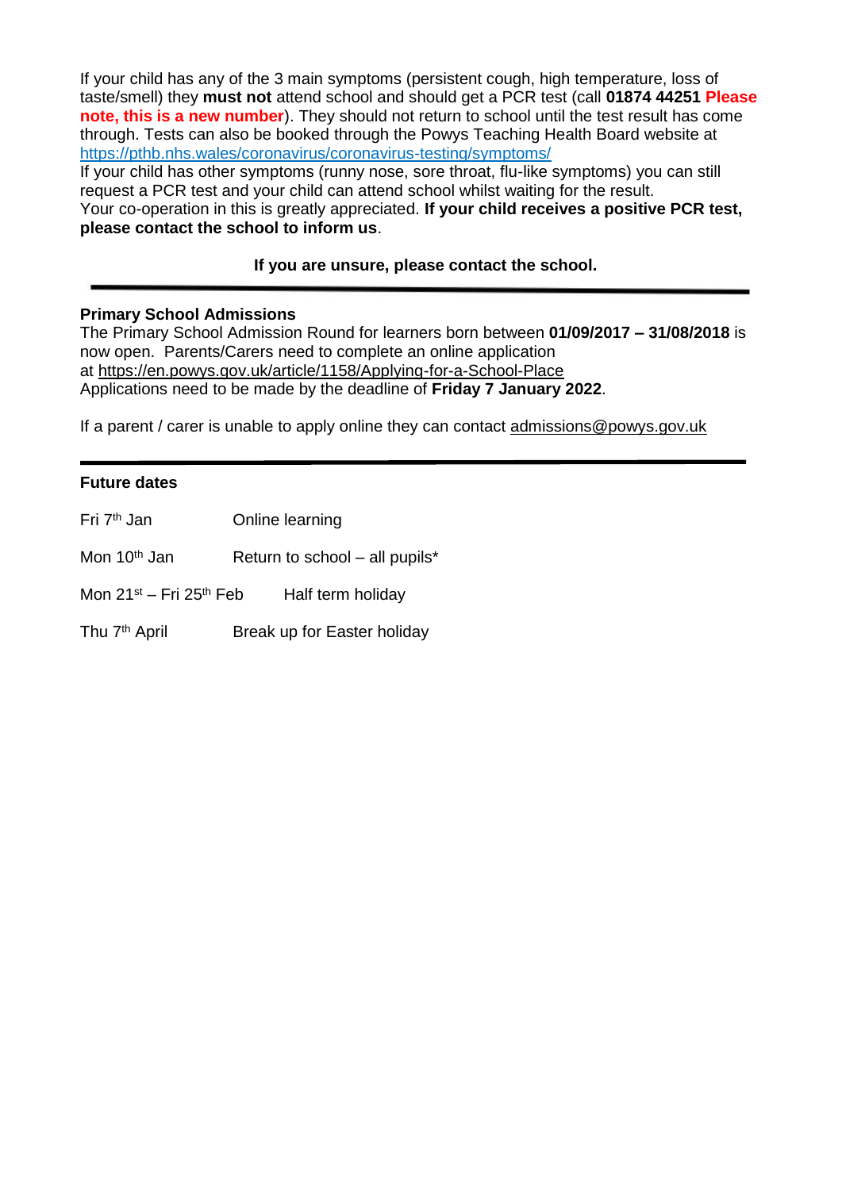If your child has any of the 3 main symptoms (persistent cough, high temperature, loss of taste/smell) they **must not** attend school and should get a PCR test (call **01874 44251** **Please note, this is a new number**). They should not return to school until the test result has come through. Tests can also be booked through the Powys Teaching Health Board website at https://pthb.nhs.wales/coronavirus/coronavirus-testing/symptoms/

If your child has other symptoms (runny nose, sore throat, flu-like symptoms) you can still request a PCR test and your child can attend school whilst waiting for the result.

Your co-operation in this is greatly appreciated. **If your child receives a positive PCR test, please contact the school to inform us**.

**If you are unsure, please contact the school.**

---

**Primary School Admissions**

The Primary School Admission Round for learners born between **01/09/2017 – 31/08/2018** is now open. Parents/Carers need to complete an online application at https://en.powys.gov.uk/article/1158/Applying-for-a-School-Place

Applications need to be made by the deadline of **Friday 7 January 2022**.

If a parent / carer is unable to apply online they can contact admissions@powys.gov.uk

---

**Future dates**

| | |
|---|---|
| Fri 7th Jan | Online learning |
| Mon 10th Jan | Return to school – all pupils* |
| Mon 21st – Fri 25th Feb | Half term holiday |
| Thu 7th April | Break up for Easter holiday |